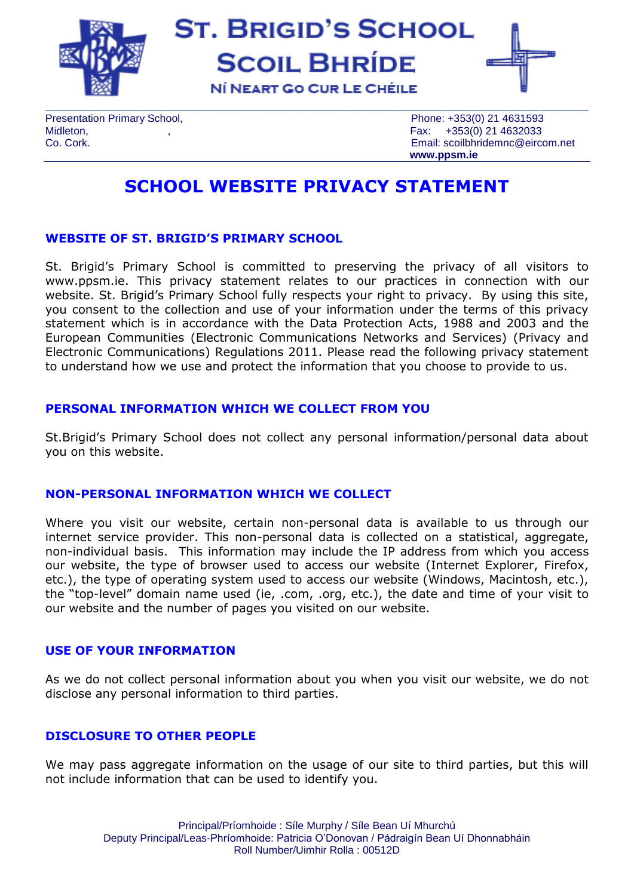# ST. BRIGID'S SCHOOL
# SCOIL BHRÍDE

NÍ NEART GO CUR LE CHÉILE

Presentation Primary School,
Midleton, ,
Co. Cork.

Phone: +353(0) 21 4631593
Fax: +353(0) 21 4632033
Email: scoilbhridemnc@eircom.net
**www.ppsm.ie**

## SCHOOL WEBSITE PRIVACY STATEMENT

### WEBSITE OF ST. BRIGID'S PRIMARY SCHOOL

St. Brigid's Primary School is committed to preserving the privacy of all visitors to www.ppsm.ie. This privacy statement relates to our practices in connection with our website. St. Brigid's Primary School fully respects your right to privacy. By using this site, you consent to the collection and use of your information under the terms of this privacy statement which is in accordance with the Data Protection Acts, 1988 and 2003 and the European Communities (Electronic Communications Networks and Services) (Privacy and Electronic Communications) Regulations 2011. Please read the following privacy statement to understand how we use and protect the information that you choose to provide to us.

### PERSONAL INFORMATION WHICH WE COLLECT FROM YOU

St.Brigid's Primary School does not collect any personal information/personal data about you on this website.

### NON-PERSONAL INFORMATION WHICH WE COLLECT

Where you visit our website, certain non-personal data is available to us through our internet service provider. This non-personal data is collected on a statistical, aggregate, non-individual basis. This information may include the IP address from which you access our website, the type of browser used to access our website (Internet Explorer, Firefox, etc.), the type of operating system used to access our website (Windows, Macintosh, etc.), the "top-level" domain name used (ie, .com, .org, etc.), the date and time of your visit to our website and the number of pages you visited on our website.

### USE OF YOUR INFORMATION

As we do not collect personal information about you when you visit our website, we do not disclose any personal information to third parties.

### DISCLOSURE TO OTHER PEOPLE

We may pass aggregate information on the usage of our site to third parties, but this will not include information that can be used to identify you.

Principal/Príomhoide : Síle Murphy / Síle Bean Uí Mhurchú
Deputy Principal/Leas-Phríomhoide: Patricia O'Donovan / Pádraigín Bean Uí Dhonnabháin
Roll Number/Uimhir Rolla : 00512D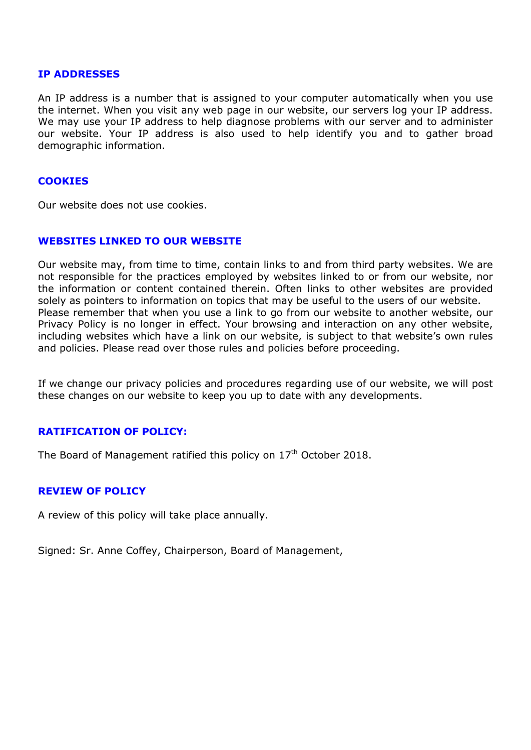## IP ADDRESSES

An IP address is a number that is assigned to your computer automatically when you use the internet. When you visit any web page in our website, our servers log your IP address. We may use your IP address to help diagnose problems with our server and to administer our website. Your IP address is also used to help identify you and to gather broad demographic information.

## COOKIES

Our website does not use cookies.

## WEBSITES LINKED TO OUR WEBSITE

Our website may, from time to time, contain links to and from third party websites. We are not responsible for the practices employed by websites linked to or from our website, nor the information or content contained therein. Often links to other websites are provided solely as pointers to information on topics that may be useful to the users of our website. Please remember that when you use a link to go from our website to another website, our Privacy Policy is no longer in effect. Your browsing and interaction on any other website, including websites which have a link on our website, is subject to that website's own rules and policies. Please read over those rules and policies before proceeding.

If we change our privacy policies and procedures regarding use of our website, we will post these changes on our website to keep you up to date with any developments.

## RATIFICATION OF POLICY:

The Board of Management ratified this policy on 17th October 2018.

## REVIEW OF POLICY

A review of this policy will take place annually.

Signed: Sr. Anne Coffey, Chairperson, Board of Management,